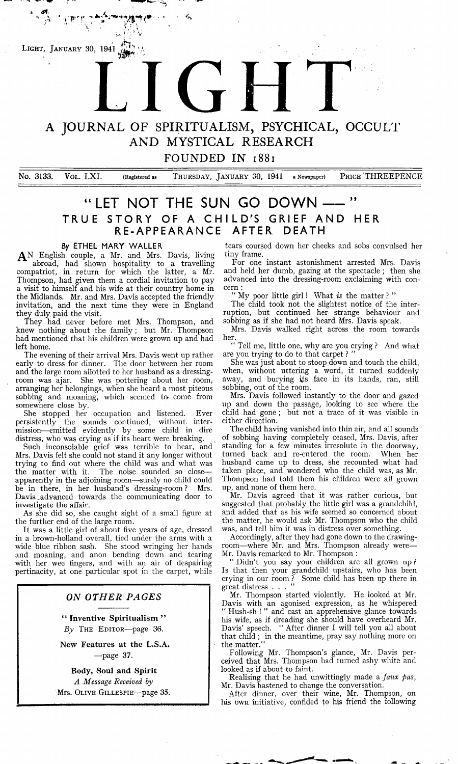# LIGHT

## A JOURNAL OF SPIRITUALISM, PSYCHICAL, OCCULT AND MYSTICAL RESEARCH

### FOUNDED IN 1881

No. 3133. VOL. LXI. (Registered as a Newspaper) THURSDAY, JANUARY 30, 1941 PRICE THREEPENCE

# "LET NOT THE SUN GO DOWN —"

## TRUE STORY OF A CHILD'S GRIEF AND HER RE-APPEARANCE AFTER DEATH

*By* ETHEL MARY WALLER

AN English couple, a Mr. and Mrs. Davis, living abroad, had shown hospitality to a travelling compatriot, in return for which the latter, a Mr. Thompson, had given them a cordial invitation to pay a visit to himself and his wife at their country home in the Midlands. Mr. and Mrs. Davis accepted the friendly invitation, and the next time they were in England they duly paid the visit.

They had never before met Mrs. Thompson, and knew nothing about the family; but Mr. Thompson had mentioned that his children were grown up and had left home.

The evening of their arrival Mrs. Davis went up rather early to dress for dinner. The door between her room and the large room allotted to her husband as a dressing-room was ajar. She was pottering about her room, arranging her belongings, when she heard a most piteous sobbing and moaning, which seemed to come from somewhere close by.

She stopped her occupation and listened. Ever persistently the sounds continued, without intermission—emitted evidently by some child in dire distress, who was crying as if its heart were breaking.

Such inconsolable grief was terrible to hear, and Mrs. Davis felt she could not stand it any longer without trying to find out where the child was and what was the matter with it. The noise sounded so close—apparently in the adjoining room—surely no child could be in there, in her husband's dressing-room? Mrs. Davis advanced towards the communicating door to investigate the affair.

As she did so, she caught sight of a small figure at the further end of the large room.

It was a little girl of about five years of age, dressed in a brown-holland overall, tied under the arms with a wide blue ribbon sash. She stood wringing her hands and moaning, and anon bending down and tearing with her wee fingers, and with an air of despairing pertinacity, at one particular spot in the carpet, while tears coursed down her cheeks and sobs convulsed her tiny frame.

For one instant astonishment arrested Mrs. Davis and held her dumb, gazing at the spectacle; then she advanced into the dressing-room exclaiming with concern:

"My poor little girl! What *is* the matter?"

The child took not the slightest notice of the interruption, but continued her strange behaviour and sobbing as if she had not heard Mrs. Davis speak.

Mrs. Davis walked right across the room towards her.

"Tell me, little one, why are you crying? And what are you trying to do to that carpet?"

She was just about to stoop down and touch the child, when, without uttering a word, it turned suddenly away, and burying its face in its hands, ran, still sobbing, out of the room.

Mrs. Davis followed instantly to the door and gazed up and down the passage, looking to see where the child had gone; but not a trace of it was visible in either direction.

The child having vanished into thin air, and all sounds of sobbing having completely ceased, Mrs. Davis, after standing for a few minutes irresolute in the doorway, turned back and re-entered the room. When her husband came up to dress, she recounted what had taken place, and wondered who the child was, as Mr. Thompson had told them his children were all grown up, and none of them here.

Mr. Davis agreed that it was rather curious, but suggested that probably the little girl was a grandchild, and added that as his wife seemed so concerned about the matter, he would ask Mr. Thompson who the child was, and tell him it was in distress over something.

Accordingly, after they had gone down to the drawing-room—where Mr. and Mrs. Thompson already were—Mr. Davis remarked to Mr. Thompson:

"Didn't you say your children are all grown up? Is that then your grandchild upstairs, who has been crying in our room? Some child has been up there in great distress . . ."

Mr. Thompson started violently. He looked at Mr. Davis with an agonised expression, as he whispered "Hush-sh!" and cast an apprehensive glance towards his wife, as if dreading she should have overheard Mr. Davis' speech. "After dinner I will tell you all about that child; in the meantime, pray say nothing more on the matter."

Following Mr. Thompson's glance, Mr. Davis perceived that Mrs. Thompson had turned ashy white and looked as if about to faint.

Realising that he had unwittingly made a *faux pas*, Mr. Davis hastened to change the conversation.

After dinner, over their wine, Mr. Thompson, on his own initiative, confided to his friend the following

---

### *ON OTHER PAGES*

**"Inventive Spiritualism"**
*By* THE EDITOR—page 36.

**New Features at the L.S.A.**
—page 37.

**Body, Soul and Spirit**
*A Message Received by*
MRS. OLIVE GILLESPIE—page 35.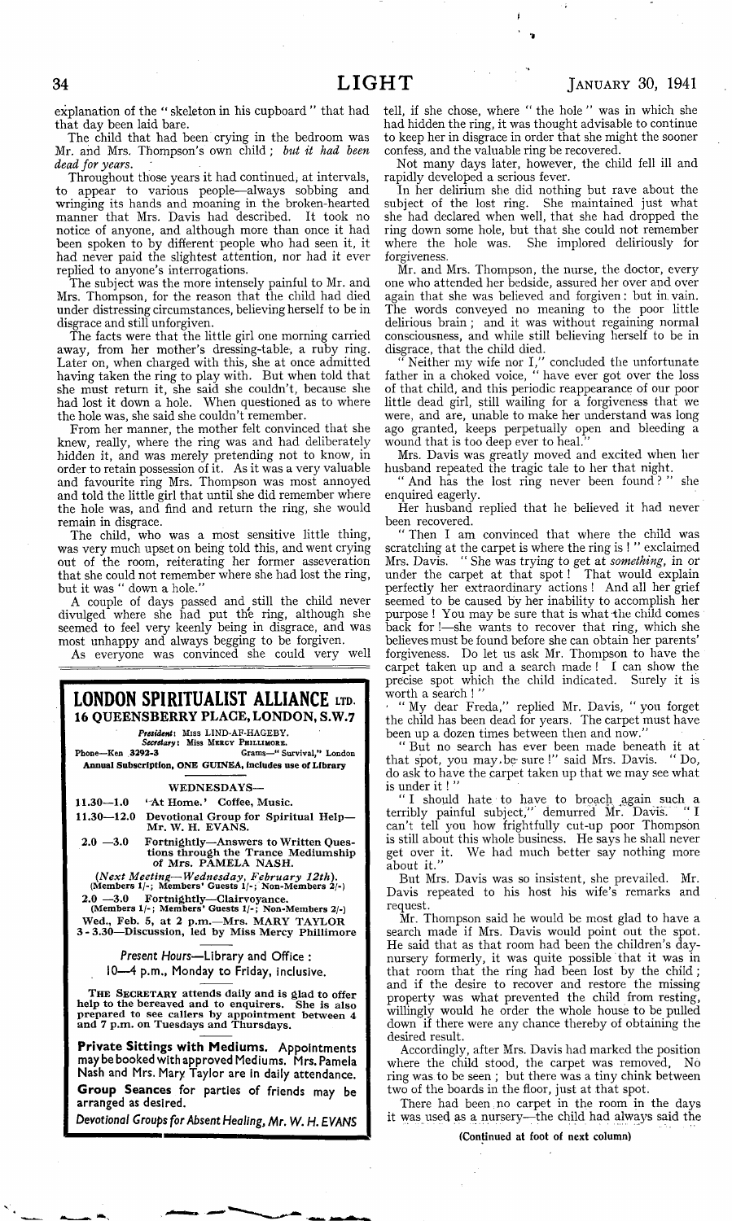explanation of the "skeleton in his cupboard" that had that day been laid bare.

The child that had been crying in the bedroom was Mr. and Mrs. Thompson's own child; *but it had been dead for years.*

Throughout those years it had continued, at intervals, to appear to various people—always sobbing and wringing its hands and moaning in the broken-hearted manner that Mrs. Davis had described. It took no notice of anyone, and although more than once it had been spoken to by different people who had seen it, it had never paid the slightest attention, nor had it ever replied to anyone's interrogations.

The subject was the more intensely painful to Mr. and Mrs. Thompson, for the reason that the child had died under distressing circumstances, believing herself to be in disgrace and still unforgiven.

The facts were that the little girl one morning carried away, from her mother's dressing-table, a ruby ring. Later on, when charged with this, she at once admitted having taken the ring to play with. But when told that she must return it, she said she couldn't, because she had lost it down a hole. When questioned as to where the hole was, she said she couldn't remember.

From her manner, the mother felt convinced that she knew, really, where the ring was and had deliberately hidden it, and was merely pretending not to know, in order to retain possession of it. As it was a very valuable and favourite ring Mrs. Thompson was most annoyed and told the little girl that until she did remember where the hole was, and find and return the ring, she would remain in disgrace.

The child, who was a most sensitive little thing, was very much upset on being told this, and went crying out of the room, reiterating her former asseveration that she could not remember where she had lost the ring, but it was "down a hole."

A couple of days passed and still the child never divulged where she had put the ring, although she seemed to feel very keenly being in disgrace, and was most unhappy and always begging to be forgiven.

As everyone was convinced she could very well tell, if she chose, where "the hole" was in which she had hidden the ring, it was thought advisable to continue to keep her in disgrace in order that she might the sooner confess, and the valuable ring be recovered.

Not many days later, however, the child fell ill and rapidly developed a serious fever.

In her delirium she did nothing but rave about the subject of the lost ring. She maintained just what she had declared when well, that she had dropped the ring down some hole, but that she could not remember where the hole was. She implored deliriously for forgiveness.

Mr. and Mrs. Thompson, the nurse, the doctor, every one who attended her bedside, assured her over and over again that she was believed and forgiven: but in vain. The words conveyed no meaning to the poor little delirious brain; and it was without regaining normal consciousness, and while still believing herself to be in disgrace, that the child died.

"Neither my wife nor I," concluded the unfortunate father in a choked voice, "have ever got over the loss of that child, and this periodic reappearance of our poor little dead girl, still wailing for a forgiveness that we were, and are, unable to make her understand was long ago granted, keeps perpetually open and bleeding a wound that is too deep ever to heal."

Mrs. Davis was greatly moved and excited when her husband repeated the tragic tale to her that night.

"And has the lost ring never been found?" she enquired eagerly.

Her husband replied that he believed it had never been recovered.

"Then I am convinced that where the child was scratching at the carpet is where the ring is!" exclaimed Mrs. Davis. "She was trying to get at *something*, in or under the carpet at that spot! That would explain perfectly her extraordinary actions! And all her grief seemed to be caused by her inability to accomplish her purpose! You may be sure that is what the child comes back for!—she wants to recover that ring, which she believes must be found before she can obtain her parents' forgiveness. Do let us ask Mr. Thompson to have the carpet taken up and a search made! I can show the precise spot which the child indicated. Surely it is worth a search!"

"My dear Freda," replied Mr. Davis, "you forget the child has been dead for years. The carpet must have been up a dozen times between then and now."

"But no search has ever been made beneath it at that spot, you may be sure!" said Mrs. Davis. "Do, do ask to have the carpet taken up that we may see what is under it!"

"I should hate to have to broach again such a terribly painful subject," demurred Mr. Davis. "I can't tell you how frightfully cut-up poor Thompson is still about this whole business. He says he shall never get over it. We had much better say nothing more about it."

But Mrs. Davis was so insistent, she prevailed. Mr. Davis repeated to his host his wife's remarks and request.

Mr. Thompson said he would be most glad to have a search made if Mrs. Davis would point out the spot. He said that as that room had been the children's day-nursery formerly, it was quite possible that it was in that room that the ring had been lost by the child; and if the desire to recover and restore the missing property was what prevented the child from resting, willingly would he order the whole house to be pulled down if there were any chance thereby of obtaining the desired result.

Accordingly, after Mrs. Davis had marked the position where the child stood, the carpet was removed. No ring was to be seen; but there was a tiny chink between two of the boards in the floor, just at that spot.

There had been no carpet in the room in the days it was used as a nursery—the child had always said the

(Continued at foot of next column)

---

## LONDON SPIRITUALIST ALLIANCE LTD.
### 16 QUEENSBERRY PLACE, LONDON, S.W.7

*President:* MISS LIND-AF-HAGEBY.
*Secretary:* MISS MERCY PHILLIMORE.
Phone—Ken 3292-3 Grams—"Survival," London

**Annual Subscription, ONE GUINEA, includes use of Library**

WEDNESDAYS—

**11.30—1.0** 'At Home.' Coffee, Music.

**11.30—12.0** Devotional Group for Spiritual Help—Mr. W. H. EVANS.

**2.0 —3.0** Fortnightly—Answers to Written Questions through the Trance Mediumship of Mrs. PAMELA NASH.

*(Next Meeting—Wednesday, February 12th).*
(Members 1/-; Members' Guests 1/-; Non-Members 2/-)

**2.0 —3.0** Fortnightly—Clairvoyance.
(Members 1/-; Members' Guests 1/-; Non-Members 2/-)

**Wed., Feb. 5, at 2 p.m.**—Mrs. MARY TAYLOR

**3 - 3.30**—Discussion, led by Miss Mercy Phillimore

*Present Hours—Library and Office:*
10—4 p.m., Monday to Friday, inclusive.

THE SECRETARY attends daily and is glad to offer help to the bereaved and to enquirers. She is also prepared to see callers by appointment between 4 and 7 p.m. on Tuesdays and Thursdays.

**Private Sittings with Mediums.** Appointments may be booked with approved Mediums. Mrs. Pamela Nash and Mrs. Mary Taylor are in daily attendance.

**Group Seances** for parties of friends may be arranged as desired.

***Devotional Groups for Absent Healing, Mr. W. H. EVANS***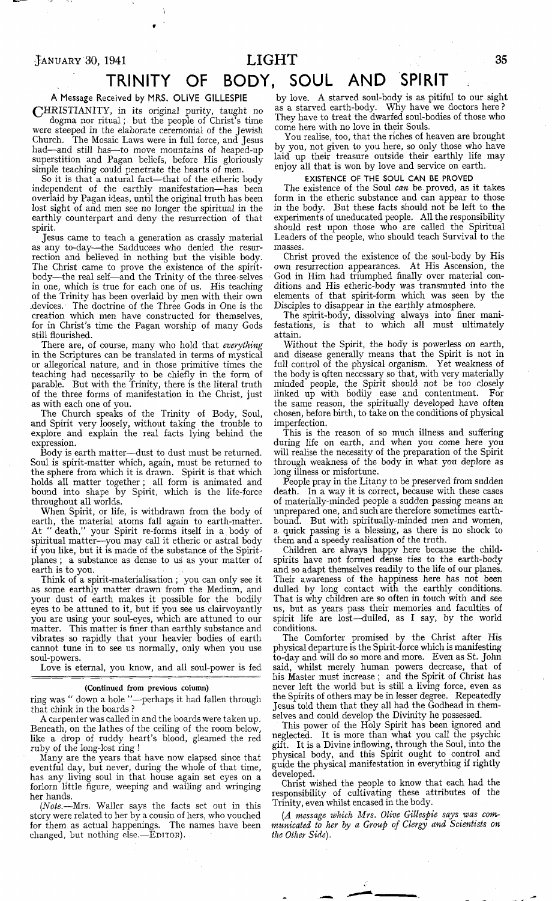# TRINITY OF BODY, SOUL AND SPIRIT

## A Message Received by MRS. OLIVE GILLESPIE

CHRISTIANITY, in its original purity, taught no dogma nor ritual; but the people of Christ's time were steeped in the elaborate ceremonial of the Jewish Church. The Mosaic Laws were in full force, and Jesus had—and still has—to move mountains of heaped-up superstition and Pagan beliefs, before His gloriously simple teaching could penetrate the hearts of men.

So it is that a natural fact—that of the etheric body independent of the earthly manifestation—has been overlaid by Pagan ideas, until the original truth has been lost sight of and men see no longer the spiritual in the earthly counterpart and deny the resurrection of that spirit.

Jesus came to teach a generation as crassly material as any to-day—the Sadducees who denied the resurrection and believed in nothing but the visible body. The Christ came to prove the existence of the spirit-body—the real self—and the Trinity of the three selves in one, which is true for each one of us. His teaching of the Trinity has been overlaid by men with their own devices. The doctrine of the Three Gods in One is the creation which men have constructed for themselves, for in Christ's time the Pagan worship of many Gods still flourished.

There are, of course, many who hold that *everything* in the Scriptures can be translated in terms of mystical or allegorical nature, and in those primitive times the teaching had necessarily to be chiefly in the form of parable. But with the Trinity, there is the literal truth of the three forms of manifestation in the Christ, just as with each one of you.

The Church speaks of the Trinity of Body, Soul, and Spirit very loosely, without taking the trouble to explore and explain the real facts lying behind the expression.

Body is earth matter—dust to dust must be returned. Soul is spirit-matter which, again, must be returned to the sphere from which it is drawn. Spirit is that which holds all matter together; all form is animated and bound into shape by Spirit, which is the life-force throughout all worlds.

When Spirit, or life, is withdrawn from the body of earth, the material atoms fall again to earth-matter. At "death," your Spirit re-forms itself in a body of spiritual matter—you may call it etheric or astral body if you like, but it is made of the substance of the Spirit-planes; a substance as dense to us as your matter of earth is to you.

Think of a spirit-materialisation; you can only see it as some earthly matter drawn from the Medium, and your dust of earth makes it possible for the bodily eyes to be attuned to it, but if you see us clairvoyantly you are using your soul-eyes, which are attuned to our matter. This matter is finer than earthly substance and vibrates so rapidly that your heavier bodies of earth cannot tune in to see us normally, only when you use soul-powers.

Love is eternal, you know, and all soul-power is fed by love. A starved soul-body is as pitiful to our sight as a starved earth-body. Why have we doctors here? They have to treat the dwarfed soul-bodies of those who come here with no love in their Souls.

You realise, too, that the riches of heaven are brought by you, not given to you here, so only those who have laid up their treasure outside their earthly life may enjoy all that is won by love and service on earth.

### EXISTENCE OF THE SOUL CAN BE PROVED

The existence of the Soul *can* be proved, as it takes form in the etheric substance and can appear to those in the body. But these facts should not be left to the experiments of uneducated people. All the responsibility should rest upon those who are called the Spiritual Leaders of the people, who should teach Survival to the masses.

Christ proved the existence of the soul-body by His own resurrection appearances. At His Ascension, the God in Him had triumphed finally over material conditions and His etheric-body was transmuted into the elements of that spirit-form which was seen by the Disciples to disappear in the earthly atmosphere.

The spirit-body, dissolving always into finer manifestations, is that to which all must ultimately attain.

Without the Spirit, the body is powerless on earth, and disease generally means that the Spirit is not in full control of the physical organism. Yet weakness of the body is often necessary so that, with very materially minded people, the Spirit should not be too closely linked up with bodily ease and contentment. For the same reason, the spiritually developed have often chosen, before birth, to take on the conditions of physical imperfection.

This is the reason of so much illness and suffering during life on earth, and when you come here you will realise the necessity of the preparation of the Spirit through weakness of the body in what you deplore as long illness or misfortune.

People pray in the Litany to be preserved from sudden death. In a way it is correct, because with these cases of materially-minded people a sudden passing means an unprepared one, and such are therefore sometimes earth-bound. But with spiritually-minded men and women, a quick passing is a blessing, as there is no shock to them and a speedy realisation of the truth.

Children are always happy here because the child-spirits have not formed dense ties to the earth-body and so adapt themselves readily to the life of our planes. Their awareness of the happiness here has not been dulled by long contact with the earthly conditions. That is why children are so often in touch with and see us, but as years pass their memories and faculties of spirit life are lost—dulled, as I say, by the world conditions.

The Comforter promised by the Christ after His physical departure is the Spirit-force which is manifesting to-day and will do so more and more. Even as St. John said, whilst merely human powers decrease, that of his Master must increase; and the Spirit of Christ has never left the world but is still a living force, even as the Spirits of others may be in lesser degree. Repeatedly Jesus told them that they all had the Godhead in themselves and could develop the Divinity he possessed.

This power of the Holy Spirit has been ignored and neglected. It is more than what you call the psychic gift. It is a Divine inflowing, through the Soul, into the physical body, and this Spirit ought to control and guide the physical manifestation in everything if rightly developed.

Christ wished the people to know that each had the responsibility of cultivating these attributes of the Trinity, even whilst encased in the body.

*(A message which Mrs. Olive Gillespie says was communicated to her by a Group of Clergy and Scientists on the Other Side).*

---

**(Continued from previous column)**

ring was "down a hole"—perhaps it had fallen through that chink in the boards?

A carpenter was called in and the boards were taken up. Beneath, on the lathes of the ceiling of the room below, like a drop of ruddy heart's blood, gleamed the red ruby of the long-lost ring!

Many are the years that have now elapsed since that eventful day, but never, during the whole of that time, has any living soul in that house again set eyes on a forlorn little figure, weeping and wailing and wringing her hands.

*(Note.—Mrs. Waller says the facts set out in this story were related to her by a cousin of hers, who vouched for them as actual happenings. The names have been changed, but nothing else.—EDITOR).*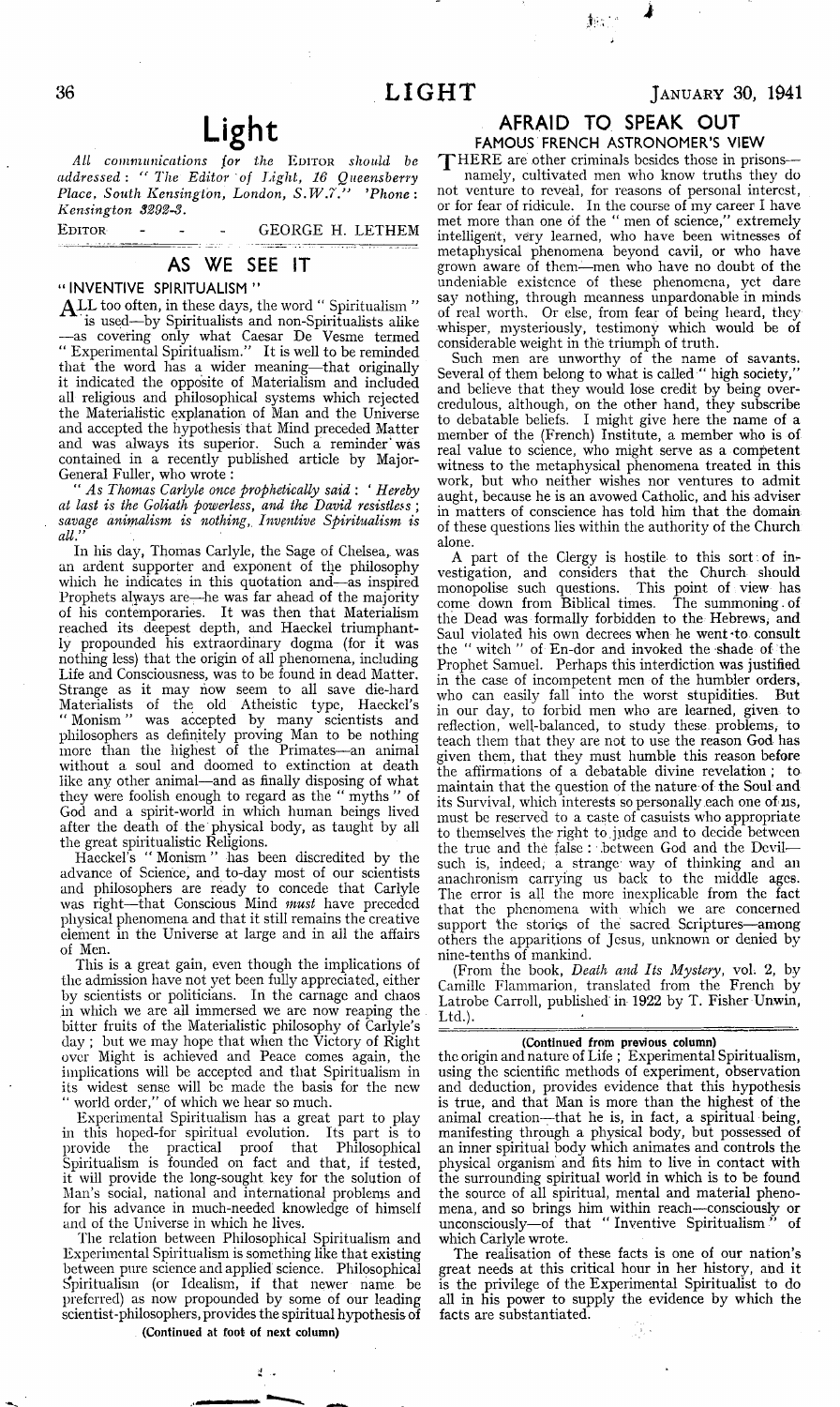# Light

*All communications for the* EDITOR *should be addressed: " The Editor of Light, 16 Queensberry Place, South Kensington, London, S.W.7." 'Phone: Kensington 3292-3.*

EDITOR - - - GEORGE H. LETHEM

## AS WE SEE IT

### " INVENTIVE SPIRITUALISM "

ALL too often, in these days, the word " Spiritualism " is used—by Spiritualists and non-Spiritualists alike—as covering only what Caesar De Vesme termed " Experimental Spiritualism." It is well to be reminded that the word has a wider meaning—that originally it indicated the opposite of Materialism and included all religious and philosophical systems which rejected the Materialistic explanation of Man and the Universe and accepted the hypothesis that Mind preceded Matter and was always its superior. Such a reminder was contained in a recently published article by Major-General Fuller, who wrote:

*" As Thomas Carlyle once prophetically said: ' Hereby at last is the Goliath powerless, and the David resistless; savage animalism is nothing, Inventive Spiritualism is all.' "*

In his day, Thomas Carlyle, the Sage of Chelsea, was an ardent supporter and exponent of the philosophy which he indicates in this quotation and—as inspired Prophets always are—he was far ahead of the majority of his contemporaries. It was then that Materialism reached its deepest depth, and Haeckel triumphantly propounded his extraordinary dogma (for it was nothing less) that the origin of all phenomena, including Life and Consciousness, was to be found in dead Matter. Strange as it may now seem to all save die-hard Materialists of the old Atheistic type, Haeckel's " Monism " was accepted by many scientists and philosophers as definitely proving Man to be nothing more than the highest of the Primates—an animal without a soul and doomed to extinction at death like any other animal—and as finally disposing of what they were foolish enough to regard as the " myths " of God and a spirit-world in which human beings lived after the death of the physical body, as taught by all the great spiritualistic Religions.

Haeckel's " Monism " has been discredited by the advance of Science, and to-day most of our scientists and philosophers are ready to concede that Carlyle was right—that Conscious Mind *must* have preceded physical phenomena and that it still remains the creative element in the Universe at large and in all the affairs of Men.

This is a great gain, even though the implications of the admission have not yet been fully appreciated, either by scientists or politicians. In the carnage and chaos in which we are all immersed we are now reaping the bitter fruits of the Materialistic philosophy of Carlyle's day; but we may hope that when the Victory of Right over Might is achieved and Peace comes again, the implications will be accepted and that Spiritualism in its widest sense will be made the basis for the new " world order," of which we hear so much.

Experimental Spiritualism has a great part to play in this hoped-for spiritual evolution. Its part is to provide the practical proof that Philosophical Spiritualism is founded on fact and that, if tested, it will provide the long-sought key for the solution of Man's social, national and international problems and for his advance in much-needed knowledge of himself and of the Universe in which he lives.

The relation between Philosophical Spiritualism and Experimental Spiritualism is something like that existing between pure science and applied science. Philosophical Spiritualism (or Idealism, if that newer name be preferred) as now propounded by some of our leading scientist-philosophers, provides the spiritual hypothesis of the origin and nature of Life; Experimental Spiritualism, using the scientific methods of experiment, observation and deduction, provides evidence that this hypothesis is true, and that Man is more than the highest of the animal creation—that he is, in fact, a spiritual being, manifesting through a physical body, but possessed of an inner spiritual body which animates and controls the physical organism and fits him to live in contact with the surrounding spiritual world in which is to be found the source of all spiritual, mental and material phenomena, and so brings him within reach—consciously or unconsciously—of that " Inventive Spiritualism " of which Carlyle wrote.

The realisation of these facts is one of our nation's great needs at this critical hour in her history, and it is the privilege of the Experimental Spiritualist to do all in his power to supply the evidence by which the facts are substantiated.

## AFRAID TO SPEAK OUT

### FAMOUS FRENCH ASTRONOMER'S VIEW

THERE are other criminals besides those in prisons—namely, cultivated men who know truths they do not venture to reveal, for reasons of personal interest, or for fear of ridicule. In the course of my career I have met more than one of the " men of science," extremely intelligent, very learned, who have been witnesses of metaphysical phenomena beyond cavil, or who have grown aware of them—men who have no doubt of the undeniable existence of these phenomena, yet dare say nothing, through meanness unpardonable in minds of real worth. Or else, from fear of being heard, they whisper, mysteriously, testimony which would be of considerable weight in the triumph of truth.

Such men are unworthy of the name of savants. Several of them belong to what is called " high society," and believe that they would lose credit by being over-credulous, although, on the other hand, they subscribe to debatable beliefs. I might give here the name of a member of the (French) Institute, a member who is of real value to science, who might serve as a competent witness to the metaphysical phenomena treated in this work, but who neither wishes nor ventures to admit aught, because he is an avowed Catholic, and his adviser in matters of conscience has told him that the domain of these questions lies within the authority of the Church alone.

A part of the Clergy is hostile to this sort of investigation, and considers that the Church should monopolise such questions. This point of view has come down from Biblical times. The summoning of the Dead was formally forbidden to the Hebrews, and Saul violated his own decrees when he went to consult the " witch " of En-dor and invoked the shade of the Prophet Samuel. Perhaps this interdiction was justified in the case of incompetent men of the humbler orders, who can easily fall into the worst stupidities. But in our day, to forbid men who are learned, given to reflection, well-balanced, to study these problems, to teach them that they are not to use the reason God has given them, that they must humble this reason before the affirmations of a debatable divine revelation; to maintain that the question of the nature of the Soul and its Survival, which interests so personally each one of us, must be reserved to a caste of casuists who appropriate to themselves the right to judge and to decide between the true and the false: between God and the Devil—such is, indeed, a strange way of thinking and an anachronism carrying us back to the middle ages. The error is all the more inexplicable from the fact that the phenomena with which we are concerned support the stories of the sacred Scriptures—among others the apparitions of Jesus, unknown or denied by nine-tenths of mankind.

(From the book, *Death and Its Mystery*, vol. 2, by Camille Flammarion, translated from the French by Latrobe Carroll, published in 1922 by T. Fisher Unwin, Ltd.).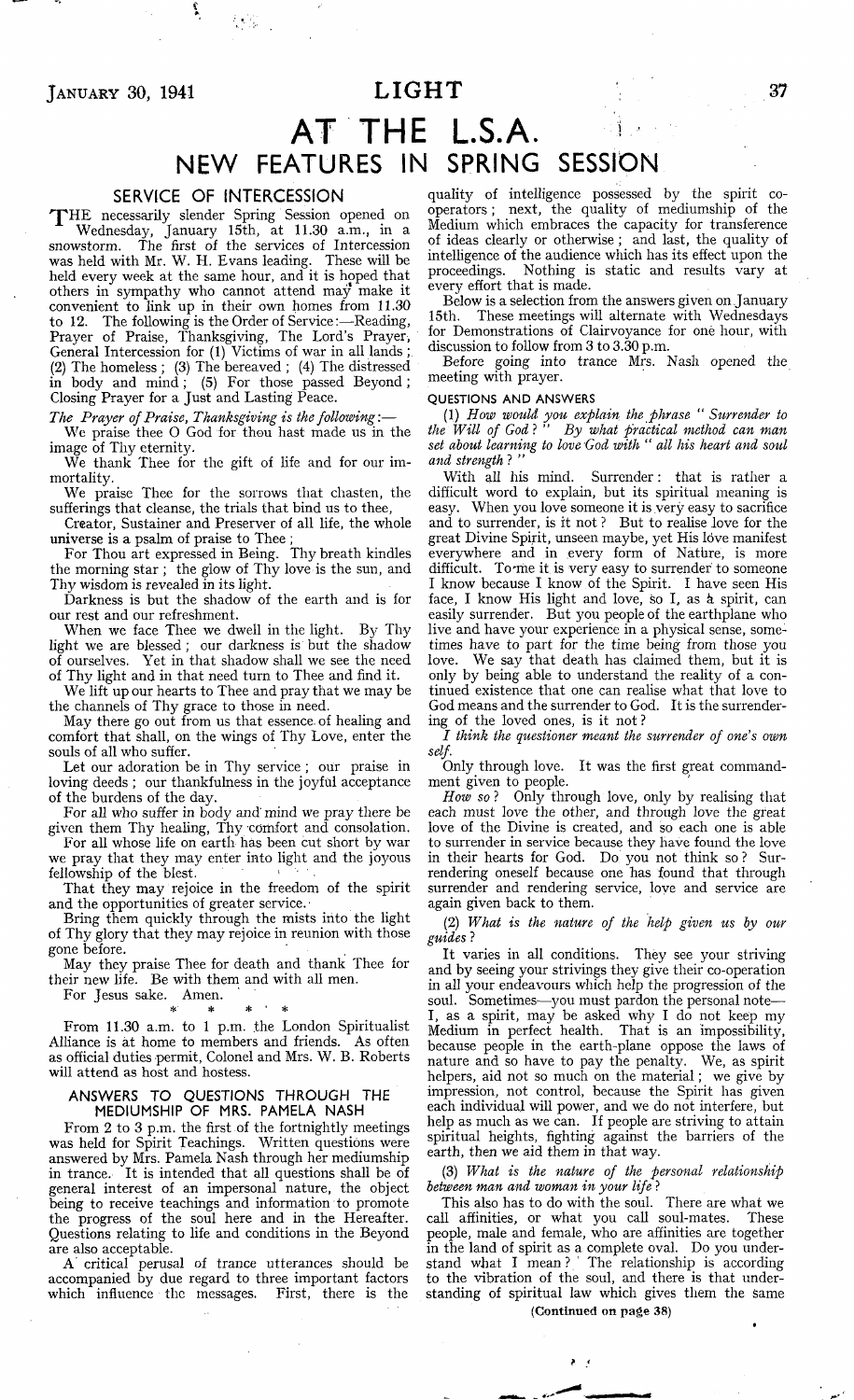# AT THE L.S.A.

## NEW FEATURES IN SPRING SESSION

### SERVICE OF INTERCESSION

THE necessarily slender Spring Session opened on Wednesday, January 15th, at 11.30 a.m., in a snowstorm. The first of the services of Intercession was held with Mr. W. H. Evans leading. These will be held every week at the same hour, and it is hoped that others in sympathy who cannot attend may make it convenient to link up in their own homes from 11.30 to 12. The following is the Order of Service:—Reading, Prayer of Praise, Thanksgiving, The Lord's Prayer, General Intercession for (1) Victims of war in all lands; (2) The homeless; (3) The bereaved; (4) The distressed in body and mind; (5) For those passed Beyond; Closing Prayer for a Just and Lasting Peace.

*The Prayer of Praise, Thanksgiving is the following:—*

We praise thee O God for thou hast made us in the image of Thy eternity.

We thank Thee for the gift of life and for our immortality.

We praise Thee for the sorrows that chasten, the sufferings that cleanse, the trials that bind us to thee,

Creator, Sustainer and Preserver of all life, the whole universe is a psalm of praise to Thee;

For Thou art expressed in Being. Thy breath kindles the morning star; the glow of Thy love is the sun, and Thy wisdom is revealed in its light.

Darkness is but the shadow of the earth and is for our rest and our refreshment.

When we face Thee we dwell in the light. By Thy light we are blessed; our darkness is but the shadow of ourselves. Yet in that shadow shall we see the need of Thy light and in that need turn to Thee and find it.

We lift up our hearts to Thee and pray that we may be the channels of Thy grace to those in need.

May there go out from us that essence of healing and comfort that shall, on the wings of Thy Love, enter the souls of all who suffer.

Let our adoration be in Thy service; our praise in loving deeds; our thankfulness in the joyful acceptance of the burdens of the day.

For all who suffer in body and mind we pray there be given them Thy healing, Thy comfort and consolation.

For all whose life on earth has been cut short by war we pray that they may enter into light and the joyous fellowship of the blest.

That they may rejoice in the freedom of the spirit and the opportunities of greater service.

Bring them quickly through the mists into the light of Thy glory that they may rejoice in reunion with those gone before.

May they praise Thee for death and thank Thee for their new life. Be with them and with all men.

For Jesus sake. Amen.

\* \* \* \*

From 11.30 a.m. to 1 p.m. the London Spiritualist Alliance is at home to members and friends. As often as official duties permit, Colonel and Mrs. W. B. Roberts will attend as host and hostess.

### ANSWERS TO QUESTIONS THROUGH THE MEDIUMSHIP OF MRS. PAMELA NASH

From 2 to 3 p.m. the first of the fortnightly meetings was held for Spirit Teachings. Written questions were answered by Mrs. Pamela Nash through her mediumship in trance. It is intended that all questions shall be of general interest of an impersonal nature, the object being to receive teachings and information to promote the progress of the soul here and in the Hereafter. Questions relating to life and conditions in the Beyond are also acceptable.

A critical perusal of trance utterances should be accompanied by due regard to three important factors which influence the messages. First, there is the quality of intelligence possessed by the spirit co-operators; next, the quality of mediumship of the Medium which embraces the capacity for transference of ideas clearly or otherwise; and last, the quality of intelligence of the audience which has its effect upon the proceedings. Nothing is static and results vary at every effort that is made.

Below is a selection from the answers given on January 15th. These meetings will alternate with Wednesdays for Demonstrations of Clairvoyance for one hour, with discussion to follow from 3 to 3.30 p.m.

Before going into trance Mrs. Nash opened the meeting with prayer.

#### QUESTIONS AND ANSWERS

(1) *How would you explain the phrase "Surrender to the Will of God?" By what practical method can man set about learning to love God with "all his heart and soul and strength?"*

With all his mind. Surrender: that is rather a difficult word to explain, but its spiritual meaning is easy. When you love someone it is very easy to sacrifice and to surrender, is it not? But to realise love for the great Divine Spirit, unseen maybe, yet His love manifest everywhere and in every form of Nature, is more difficult. To me it is very easy to surrender to someone I know because I know of the Spirit. I have seen His face, I know His light and love, so I, as a spirit, can easily surrender. But you people of the earthplane who live and have your experience in a physical sense, sometimes have to part for the time being from those you love. We say that death has claimed them, but it is only by being able to understand the reality of a continued existence that one can realise what that love to God means and the surrender to God. It is the surrendering of the loved ones, is it not?

*I think the questioner meant the surrender of one's own self.*

Only through love. It was the first great commandment given to people.

*How so?* Only through love, only by realising that each must love the other, and through love the great love of the Divine is created, and so each one is able to surrender in service because they have found the love in their hearts for God. Do you not think so? Surrendering oneself because one has found that through surrender and rendering service, love and service are again given back to them.

(2) *What is the nature of the help given us by our guides?*

It varies in all conditions. They see your striving and by seeing your strivings they give their co-operation in all your endeavours which help the progression of the soul. Sometimes—you must pardon the personal note—I, as a spirit, may be asked why I do not keep my Medium in perfect health. That is an impossibility, because people in the earth-plane oppose the laws of nature and so have to pay the penalty. We, as spirit helpers, aid not so much on the material; we give by impression, not control, because the Spirit has given each individual will power, and we do not interfere, but help as much as we can. If people are striving to attain spiritual heights, fighting against the barriers of the earth, then we aid them in that way.

(3) *What is the nature of the personal relationship between man and woman in your life?*

This also has to do with the soul. There are what we call affinities, or what you call soul-mates. These people, male and female, who are affinities are together in the land of spirit as a complete oval. Do you understand what I mean? The relationship is according to the vibration of the soul, and there is that understanding of spiritual law which gives them the same

(Continued on page 38)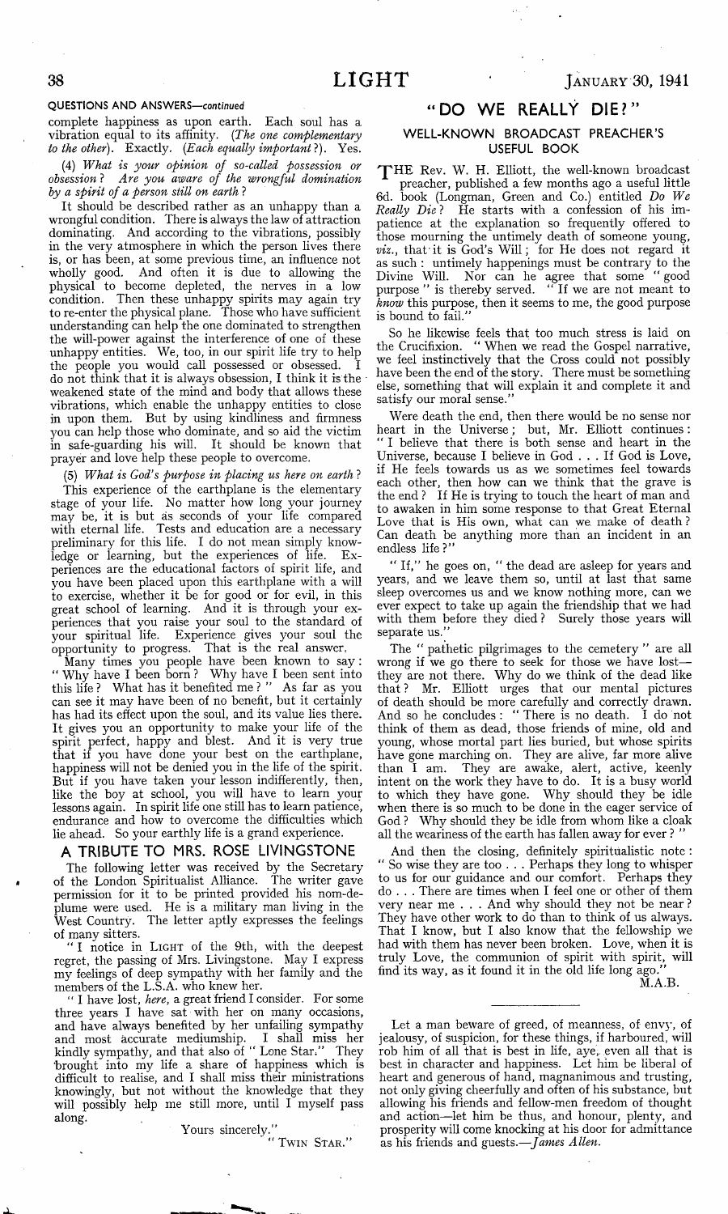## QUESTIONS AND ANSWERS—*continued*

complete happiness as upon earth. Each soul has a vibration equal to its affinity. (*The one complementary to the other*). Exactly. (*Each equally important?*). Yes.

(4) *What is your opinion of so-called possession or obsession? Are you aware of the wrongful domination by a spirit of a person still on earth?*

It should be described rather as an unhappy than a wrongful condition. There is always the law of attraction dominating. And according to the vibrations, possibly in the very atmosphere in which the person lives there is, or has been, at some previous time, an influence not wholly good. And often it is due to allowing the physical to become depleted, the nerves in a low condition. Then these unhappy spirits may again try to re-enter the physical plane. Those who have sufficient understanding can help the one dominated to strengthen the will-power against the interference of one of these unhappy entities. We, too, in our spirit life try to help the people you would call possessed or obsessed. I do not think that it is always obsession, I think it is the weakened state of the mind and body that allows these vibrations, which enable the unhappy entities to close in upon them. But by using kindliness and firmness you can help those who dominate, and so aid the victim in safe-guarding his will. It should be known that prayer and love help these people to overcome.

(5) *What is God's purpose in placing us here on earth?*

This experience of the earthplane is the elementary stage of your life. No matter how long your journey may be, it is but as seconds of your life compared with eternal life. Tests and education are a necessary preliminary for this life. I do not mean simply knowledge or learning, but the experiences of life. Experiences are the educational factors of spirit life, and you have been placed upon this earthplane with a will to exercise, whether it be for good or for evil, in this great school of learning. And it is through your experiences that you raise your soul to the standard of your spiritual life. Experience gives your soul the opportunity to progress. That is the real answer.

Many times you people have been known to say: "Why have I been born? Why have I been sent into this life? What has it benefited me?" As far as you can see it may have been of no benefit, but it certainly has had its effect upon the soul, and its value lies there. It gives you an opportunity to make your life of the spirit perfect, happy and blest. And it is very true that if you have done your best on the earthplane, happiness will not be denied you in the life of the spirit. But if you have taken your lesson indifferently, then, like the boy at school, you will have to learn your lessons again. In spirit life one still has to learn patience, endurance and how to overcome the difficulties which lie ahead. So your earthly life is a grand experience.

## A TRIBUTE TO MRS. ROSE LIVINGSTONE

The following letter was received by the Secretary of the London Spiritualist Alliance. The writer gave permission for it to be printed provided his nom-de-plume were used. He is a military man living in the West Country. The letter aptly expresses the feelings of many sitters.

"I notice in LIGHT of the 9th, with the deepest regret, the passing of Mrs. Livingstone. May I express my feelings of deep sympathy with her family and the members of the L.S.A. who knew her.

"I have lost, *here*, a great friend I consider. For some three years I have sat with her on many occasions, and have always benefited by her unfailing sympathy and most accurate mediumship. I shall miss her kindly sympathy, and that also of "Lone Star." They brought into my life a share of happiness which is difficult to realise, and I shall miss their ministrations knowingly, but not without the knowledge that they will possibly help me still more, until I myself pass along.

Yours sincerely,"
"TWIN STAR."

## "DO WE REALLY DIE?"

### WELL-KNOWN BROADCAST PREACHER'S USEFUL BOOK

THE Rev. W. H. Elliott, the well-known broadcast preacher, published a few months ago a useful little 6d. book (Longman, Green and Co.) entitled *Do We Really Die?* He starts with a confession of his impatience at the explanation so frequently offered to those mourning the untimely death of someone young, *viz.*, that it is God's Will; for He does not regard it as such: untimely happenings must be contrary to the Divine Will. Nor can he agree that some "good purpose" is thereby served. "If we are not meant to *know* this purpose, then it seems to me, the good purpose is bound to fail."

So he likewise feels that too much stress is laid on the Crucifixion. "When we read the Gospel narrative, we feel instinctively that the Cross could not possibly have been the end of the story. There must be something else, something that will explain it and complete it and satisfy our moral sense."

Were death the end, then there would be no sense nor heart in the Universe; but, Mr. Elliott continues: "I believe that there is both sense and heart in the Universe, because I believe in God . . . If God is Love, if He feels towards us as we sometimes feel towards each other, then how can we think that the grave is the end? If He is trying to touch the heart of man and to awaken in him some response to that Great Eternal Love that is His own, what can we make of death? Can death be anything more than an incident in an endless life?"

"If," he goes on, "the dead are asleep for years and years, and we leave them so, until at last that same sleep overcomes us and we know nothing more, can we ever expect to take up again the friendship that we had with them before they died? Surely those years will separate us."

The "pathetic pilgrimages to the cemetery" are all wrong if we go there to seek for those we have lost—they are not there. Why do we think of the dead like that? Mr. Elliott urges that our mental pictures of death should be more carefully and correctly drawn. And so he concludes: "There is no death. I do not think of them as dead, those friends of mine, old and young, whose mortal part lies buried, but whose spirits have gone marching on. They are alive, far more alive than I am. They are awake, alert, active, keenly intent on the work they have to do. It is a busy world to which they have gone. Why should they be idle when there is so much to be done in the eager service of God? Why should they be idle from whom like a cloak all the weariness of the earth has fallen away for ever?"

And then the closing, definitely spiritualistic note: "So wise they are too . . . Perhaps they long to whisper to us for our guidance and our comfort. Perhaps they do . . . There are times when I feel one or other of them very near me . . . And why should they not be near? They have other work to do than to think of us always. That I know, but I also know that the fellowship we had with them has never been broken. Love, when it is truly Love, the communion of spirit with spirit, will find its way, as it found it in the old life long ago."

M.A.B.

---

Let a man beware of greed, of meanness, of envy, of jealousy, of suspicion, for these things, if harboured, will rob him of all that is best in life, aye, even all that is best in character and happiness. Let him be liberal of heart and generous of hand, magnanimous and trusting, not only giving cheerfully and often of his substance, but allowing his friends and fellow-men freedom of thought and action—let him be thus, and honour, plenty, and prosperity will come knocking at his door for admittance as his friends and guests.—*James Allen.*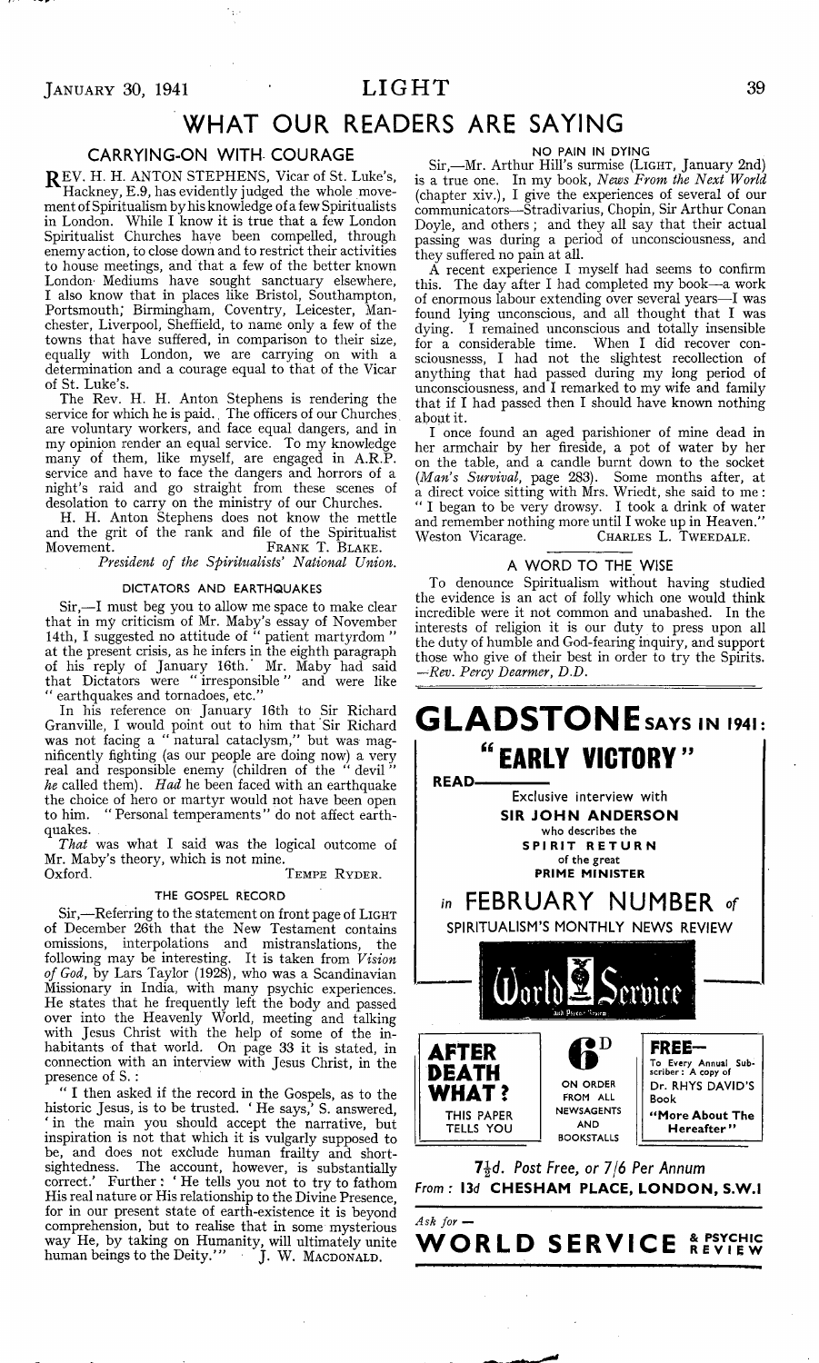# WHAT OUR READERS ARE SAYING

## CARRYING-ON WITH COURAGE

REV. H. H. ANTON STEPHENS, Vicar of St. Luke's, Hackney, E.9, has evidently judged the whole movement of Spiritualism by his knowledge of a few Spiritualists in London. While I know it is true that a few London Spiritualist Churches have been compelled, through enemy action, to close down and to restrict their activities to house meetings, and that a few of the better known London Mediums have sought sanctuary elsewhere, I also know that in places like Bristol, Southampton, Portsmouth, Birmingham, Coventry, Leicester, Manchester, Liverpool, Sheffield, to name only a few of the towns that have suffered, in comparison to their size, equally with London, we are carrying on with a determination and a courage equal to that of the Vicar of St. Luke's.

The Rev. H. H. Anton Stephens is rendering the service for which he is paid. The officers of our Churches are voluntary workers, and face equal dangers, and in my opinion render an equal service. To my knowledge many of them, like myself, are engaged in A.R.P. service and have to face the dangers and horrors of a night's raid and go straight from these scenes of desolation to carry on the ministry of our Churches.

H. H. Anton Stephens does not know the mettle and the grit of the rank and file of the Spiritualist Movement.

FRANK T. BLAKE.

*President of the Spiritualists' National Union.*

### DICTATORS AND EARTHQUAKES

Sir,—I must beg you to allow me space to make clear that in my criticism of Mr. Maby's essay of November 14th, I suggested no attitude of "patient martyrdom" at the present crisis, as he infers in the eighth paragraph of his reply of January 16th. Mr. Maby had said that Dictators were "irresponsible" and were like "earthquakes and tornadoes, etc."

In his reference on January 16th to Sir Richard Granville, I would point out to him that Sir Richard was not facing a "natural cataclysm," but was magnificently fighting (as our people are doing now) a very real and responsible enemy (children of the "devil" *he* called them). *Had* he been faced with an earthquake the choice of hero or martyr would not have been open to him. "Personal temperaments" do not affect earthquakes.

*That* was what I said was the logical outcome of Mr. Maby's theory, which is not mine.

Oxford. TEMPE RYDER.

### THE GOSPEL RECORD

Sir,—Referring to the statement on front page of LIGHT of December 26th that the New Testament contains omissions, interpolations and mistranslations, the following may be interesting. It is taken from *Vision of God*, by Lars Taylor (1928), who was a Scandinavian Missionary in India, with many psychic experiences. He states that he frequently left the body and passed over into the Heavenly World, meeting and talking with Jesus Christ with the help of some of the inhabitants of that world. On page 33 it is stated, in connection with an interview with Jesus Christ, in the presence of S.:

"I then asked if the record in the Gospels, as to the historic Jesus, is to be trusted. 'He says,' S. answered, 'in the main you should accept the narrative, but inspiration is not that which it is vulgarly supposed to be, and does not exclude human frailty and short-sightedness. The account, however, is substantially correct.' Further: 'He tells you not to try to fathom His real nature or His relationship to the Divine Presence, for in our present state of earth-existence it is beyond comprehension, but to realise that in some mysterious way He, by taking on Humanity, will ultimately unite human beings to the Deity.'"

J. W. MACDONALD.

### NO PAIN IN DYING

Sir,—Mr. Arthur Hill's surmise (LIGHT, January 2nd) is a true one. In my book, *News From the Next World* (chapter xiv.), I give the experiences of several of our communicators—Stradivarius, Chopin, Sir Arthur Conan Doyle, and others; and they all say that their actual passing was during a period of unconsciousness, and they suffered no pain at all.

A recent experience I myself had seems to confirm this. The day after I had completed my book—a work of enormous labour extending over several years—I was found lying unconscious, and all thought that I was dying. I remained unconscious and totally insensible for a considerable time. When I did recover consciousnesss, I had not the slightest recollection of anything that had passed during my long period of unconsciousness, and I remarked to my wife and family that if I had passed then I should have known nothing about it.

I once found an aged parishioner of mine dead in her armchair by her fireside, a pot of water by her on the table, and a candle burnt down to the socket (*Man's Survival*, page 283). Some months after, at a direct voice sitting with Mrs. Wriedt, she said to me: "I began to be very drowsy. I took a drink of water and remember nothing more until I woke up in Heaven."

Weston Vicarage. CHARLES L. TWEEDALE.

## A WORD TO THE WISE

To denounce Spiritualism without having studied the evidence is an act of folly which one would think incredible were it not common and unabashed. In the interests of religion it is our duty to press upon all the duty of humble and God-fearing inquiry, and support those who give of their best in order to try the Spirits. *—Rev. Percy Dearmer, D.D.*

---

# GLADSTONE SAYS IN 1941:

## "EARLY VICTORY"

READ—

Exclusive interview with

**SIR JOHN ANDERSON**

who describes the

**SPIRIT RETURN**

of the great

**PRIME MINISTER**

in **FEBRUARY NUMBER** of

SPIRITUALISM'S MONTHLY NEWS REVIEW

**World Service**

| **AFTER DEATH WHAT?** THIS PAPER TELLS YOU | **6D** ON ORDER FROM ALL NEWSAGENTS AND BOOKSTALLS | **FREE—** To Every Annual Subscriber: A copy of Dr. RHYS DAVID'S Book **"More About The Hereafter"** |
|---|---|---|

*7½d. Post Free, or 7/6 Per Annum*

From: **13d CHESHAM PLACE, LONDON, S.W.1**

*Ask for —*

**WORLD SERVICE & PSYCHIC REVIEW**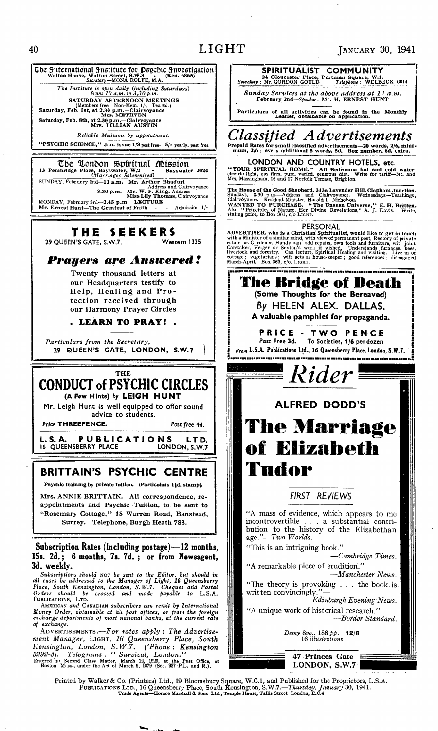## The International Institute for Psychic Investigation

Walton House, Walton Street, S.W.3 - (Ken. 6865)
*Secretary*—MONA ROLFE, M.A.

*The Institute is open daily (including Saturdays) from 10 a.m. to 3.30 p.m.*

SATURDAY AFTERNOON MEETINGS
(Members free. Non-Mem. 1/-. Tea 6d.)
Saturday, Feb. 1st, at 2.30 p.m.—Clairvoyance Mrs. METHVEN
Saturday, Feb. 8th, at 2.30 p.m.—Clairvoyance Mrs. LILLIAN AUSTIN

*Reliable Mediums by appointment.*

"PSYCHIC SCIENCE," Jan. issue 1/3 post free. 5/- yearly, post free

---

## The London Spiritual Mission

13 Pembridge Place, Bayswater, W.2 - Bayswater 2024
*(Marriages Solemnised)*

SUNDAY, February 2nd—11 a.m. Mr. Arthur Bhaduri
Address and Clairvoyance
3.30 p.m. Mr. W. F. King, Address
Miss Lily Thomas, Clairvoyance

MONDAY, February 3rd—2.45 p.m. LECTURE
Mr. Ernest Hunt—The Greatest of Faith - - Admission 1/-

---

## THE SEEKERS

29 QUEEN'S GATE, S.W.7. Western 1335

### *Prayers are Answered!*

Twenty thousand letters at our Headquarters testify to Help, Healing and Protection received through our Harmony Prayer Circles

**. LEARN TO PRAY! .**

*Particulars from the Secretary,*
29 QUEEN'S GATE, LONDON, S.W.7

---

THE

## CONDUCT of PSYCHIC CIRCLES

**(A Few Hints) by LEIGH HUNT**

Mr. Leigh Hunt is well equipped to offer sound advice to students.

*Price* THREEPENCE. *Post free* 4d.

**L. S. A. PUBLICATIONS LTD.**
16 QUEENSBERRY PLACE LONDON, S.W.7

---

## BRITTAIN'S PSYCHIC CENTRE

**Psychic training by private tuition. (Particulars 1½d. stamp).**

Mrs. ANNIE BRITTAIN. All correspondence, re-appointments and Psychic Tuition, to be sent to "Rosemary Cottage," 18 Warren Road, Banstead, Surrey. Telephone, Burgh Heath 783.

---

**Subscription Rates (Including postage)—12 months, 15s. 2d.; 6 months, 7s. 7d.; or from Newsagent, 3d. weekly.**

*Subscriptions should* NOT *be sent to the Editor, but should in all cases be addressed to the Manager of Light, 16 Queensberry Place, South Kensington, London, S.W.7. Cheques and Postal Orders should be crossed and made payable to* L.S.A. PUBLICATIONS, LTD.

AMERICAN *and* CANADIAN *subscribers can remit by International Money Order, obtainable at all post offices, or from the foreign exchange departments of most national banks, at the current rate of exchange.*

ADVERTISEMENTS.—*For rates apply: The Advertisement Manager,* LIGHT, *16 Queensberry Place, South Kensington, London, S.W.7. ('Phone: Kensington 3292-3). Telegrams: "Survival, London."*

Entered as Second Class Matter, March 13, 1929, at the Post Office, at Boston Mass., under the Act of March 9, 1879 (Sec. 327 P.L. and R.).

---

## SPIRITUALIST COMMUNITY

24 Gloucester Place, Portman Square, W.1.
*Secretary*: Mr. GORDON GOULD *Telephone*: WELBECK 6814

*Sunday Services at the above address at 11 a.m.*
February 2nd—*Speaker*: Mr. H. ERNEST HUNT

Particulars of all activities can be found in the Monthly Leaflet, obtainable on application.

---

# *Classified Advertisements*

**Prepaid Rates for small classified advertisements—20 words, 2/6, minimum, 2/6; every additional 5 words, 5d. Box number, 6d. extra.**

### LONDON AND COUNTRY HOTELS, etc.

**"YOUR SPIRITUAL HOME." All Bedrooms hot and cold water** electric light, gas fires, pure, varied, generous diet. Write for tariff—Mr. and Mrs. Massingham, 16 and 17 Norfolk Terrace, Brighton.

**The House of the Good Shepherd, 313a Lavender Hill, Clapham Junction.** Sundays, 2.30 p.m.—Address and Clairvoyance. Wednesdays—Teachings, Clairvoyance. Resident Minister, Harold P. Nicholson.

**WANTED TO PURCHASE.** "The Unseen Universe," E. H. Britten. Also "Principles of Nature, Her Divine Revelations," A. J. Davis. Write, stating price, to Box 361, c/o LIGHT.

### PERSONAL

**ADVERTISER, who is a Christian Spiritualist, would like to get in touch** with a Minister of a similar mind, with view of permanent post, Rectory of private estate, as Gardener, Handyman, odd repairs, own tools and furniture, with joint Caretaker, Verger or Sexton's work if wished. Understands furnaces, bees, livestock and forestry. Can lecture, Spiritual Healing and visiting. Live in or cottage; vegetarians; wife acts as house-keeper; good references; disengaged March-April. Box 363, c/o LIGHT.

---

## The Bridge of Death

**(Some Thoughts for the Bereaved)**

**By HELEN ALEX. DALLAS.**

**A valuable pamphlet for propaganda.**

**PRICE - TWO PENCE**
**Post Free 3d. To Societies, 1/6 per dozen**

*From* L.S.A. Publications Ltd., 16 Queensberry Place, London, S.W.7.

---

# *Rider*

## ALFRED DODD'S

# The Marriage of Elizabeth Tudor

### *FIRST REVIEWS*

"A mass of evidence, which appears to me incontrovertible . . . a substantial contribution to the history of the Elizabethan age."—*Two Worlds.*

"This is an intriguing book."
—*Cambridge Times.*

"A remarkable piece of erudition."
—*Manchester News.*

"The theory is provoking . . . the book is written convincingly."—
*Edinburgh Evening News.*

"A unique work of historical research."
—*Border Standard.*

*Demy* 8vo., 188 *pp.* **12/6**
16 *illustrations*

**47 Princes Gate**
**LONDON, S.W.7**

---

Printed by Walker & Co. (Printers) Ltd., 19 Bloomsbury Square, W.C.1, and Published for the Proprietors, L.S.A. PUBLICATIONS LTD., 16 Queensberry Place, South Kensington, S.W.7.—*Thursday, January* 30, 1941.
Trade Agents—Horace Marshall & Sons Ltd., Temple House, Tallis Street London, E.C.4